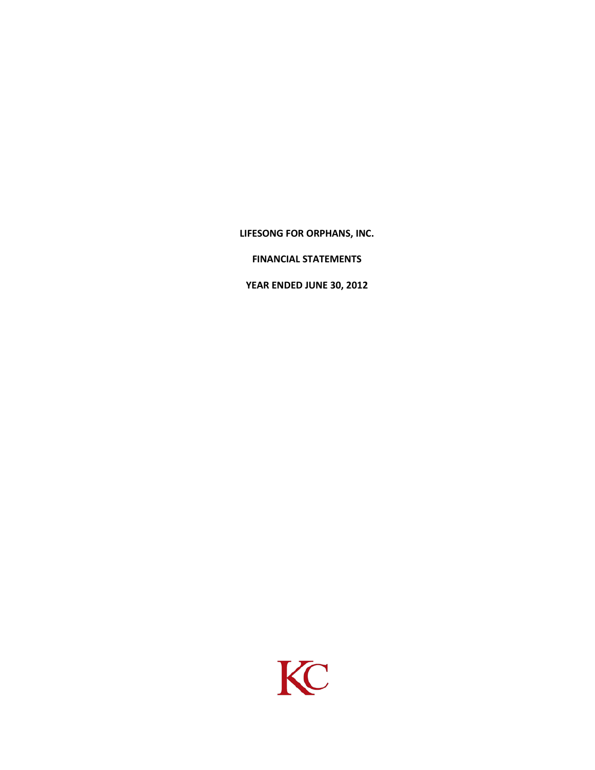**LIFESONG FOR ORPHANS, INC.**

**FINANCIAL STATEMENTS**

**YEAR ENDED JUNE 30, 2012**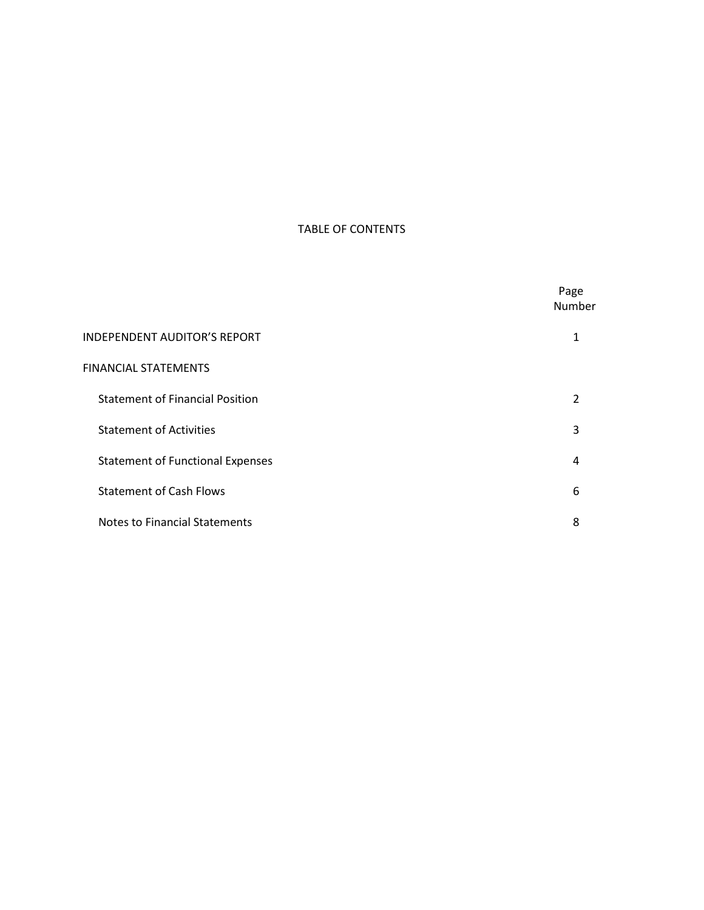# TABLE OF CONTENTS

| | Page Number |
|---|---|
| INDEPENDENT AUDITOR'S REPORT | 1 |
| FINANCIAL STATEMENTS | |
| Statement of Financial Position | 2 |
| Statement of Activities | 3 |
| Statement of Functional Expenses | 4 |
| Statement of Cash Flows | 6 |
| Notes to Financial Statements | 8 |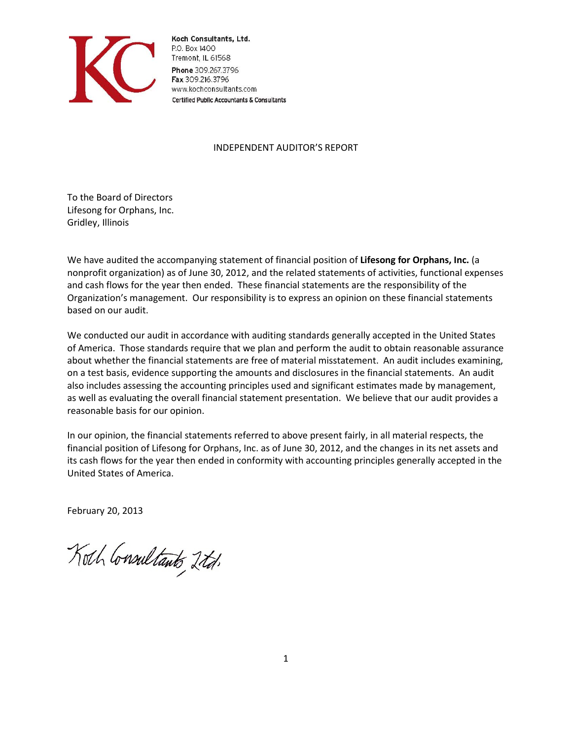Koch Consultants, Ltd.
P.O. Box 1400
Tremont, IL 61568
**Phone** 309.267.3796
**Fax** 309.216.3796
www.kochconsultants.com
Certified Public Accountants & Consultants

# INDEPENDENT AUDITOR'S REPORT

To the Board of Directors
Lifesong for Orphans, Inc.
Gridley, Illinois

We have audited the accompanying statement of financial position of **Lifesong for Orphans, Inc.** (a nonprofit organization) as of June 30, 2012, and the related statements of activities, functional expenses and cash flows for the year then ended. These financial statements are the responsibility of the Organization's management. Our responsibility is to express an opinion on these financial statements based on our audit.

We conducted our audit in accordance with auditing standards generally accepted in the United States of America. Those standards require that we plan and perform the audit to obtain reasonable assurance about whether the financial statements are free of material misstatement. An audit includes examining, on a test basis, evidence supporting the amounts and disclosures in the financial statements. An audit also includes assessing the accounting principles used and significant estimates made by management, as well as evaluating the overall financial statement presentation. We believe that our audit provides a reasonable basis for our opinion.

In our opinion, the financial statements referred to above present fairly, in all material respects, the financial position of Lifesong for Orphans, Inc. as of June 30, 2012, and the changes in its net assets and its cash flows for the year then ended in conformity with accounting principles generally accepted in the United States of America.

February 20, 2013

Koch Consultants, Ltd.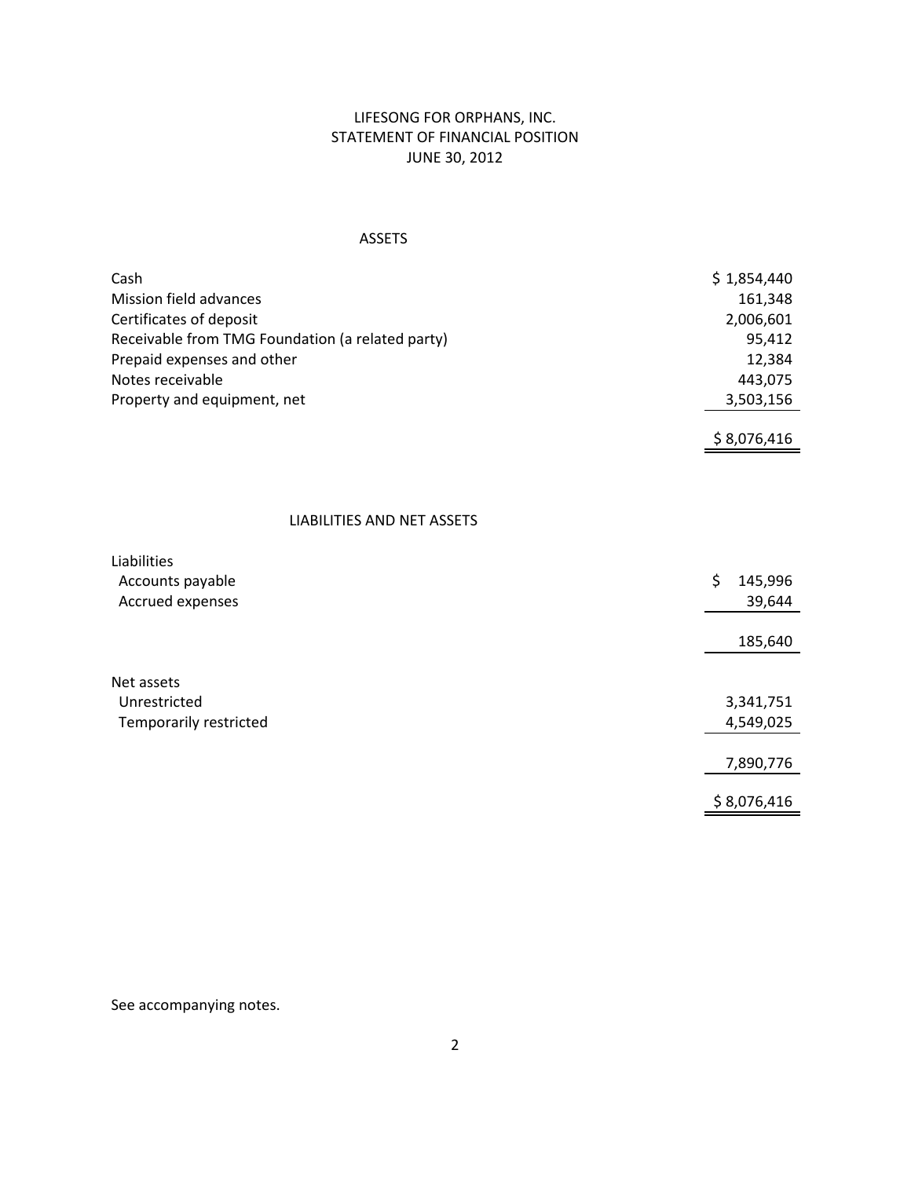# LIFESONG FOR ORPHANS, INC.
## STATEMENT OF FINANCIAL POSITION
### JUNE 30, 2012

#### ASSETS

| | |
|---|---|
| Cash | $ 1,854,440 |
| Mission field advances | 161,348 |
| Certificates of deposit | 2,006,601 |
| Receivable from TMG Foundation (a related party) | 95,412 |
| Prepaid expenses and other | 12,384 |
| Notes receivable | 443,075 |
| Property and equipment, net | 3,503,156 |
| | $ 8,076,416 |

#### LIABILITIES AND NET ASSETS

| | |
|---|---|
| Liabilities | |
| Accounts payable | $ 145,996 |
| Accrued expenses | 39,644 |
| | 185,640 |
| Net assets | |
| Unrestricted | 3,341,751 |
| Temporarily restricted | 4,549,025 |
| | 7,890,776 |
| | $ 8,076,416 |

See accompanying notes.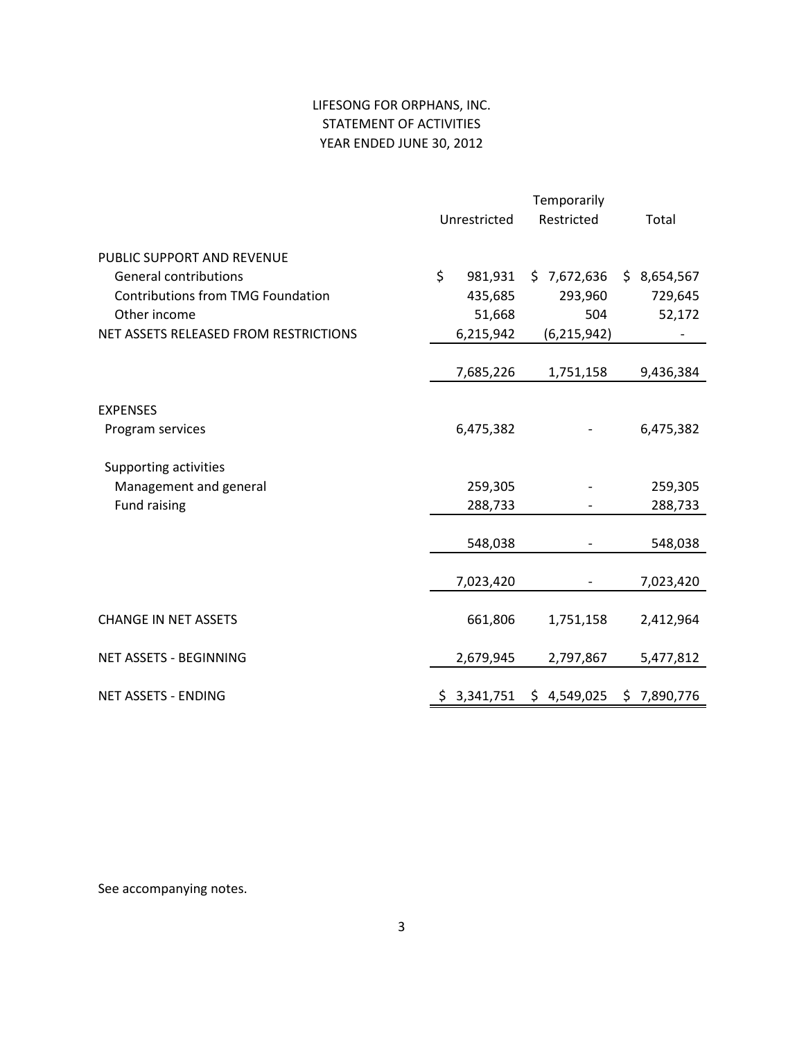# LIFESONG FOR ORPHANS, INC.
## STATEMENT OF ACTIVITIES
## YEAR ENDED JUNE 30, 2012

| | Unrestricted | Temporarily Restricted | Total |
|---|---|---|---|
| PUBLIC SUPPORT AND REVENUE | | | |
| General contributions | $ 981,931 | $ 7,672,636 | $ 8,654,567 |
| Contributions from TMG Foundation | 435,685 | 293,960 | 729,645 |
| Other income | 51,668 | 504 | 52,172 |
| NET ASSETS RELEASED FROM RESTRICTIONS | 6,215,942 | (6,215,942) | - |
| | 7,685,226 | 1,751,158 | 9,436,384 |
| EXPENSES | | | |
| Program services | 6,475,382 | - | 6,475,382 |
| Supporting activities | | | |
| Management and general | 259,305 | - | 259,305 |
| Fund raising | 288,733 | - | 288,733 |
| | 548,038 | - | 548,038 |
| | 7,023,420 | - | 7,023,420 |
| CHANGE IN NET ASSETS | 661,806 | 1,751,158 | 2,412,964 |
| NET ASSETS - BEGINNING | 2,679,945 | 2,797,867 | 5,477,812 |
| NET ASSETS - ENDING | $ 3,341,751 | $ 4,549,025 | $ 7,890,776 |

See accompanying notes.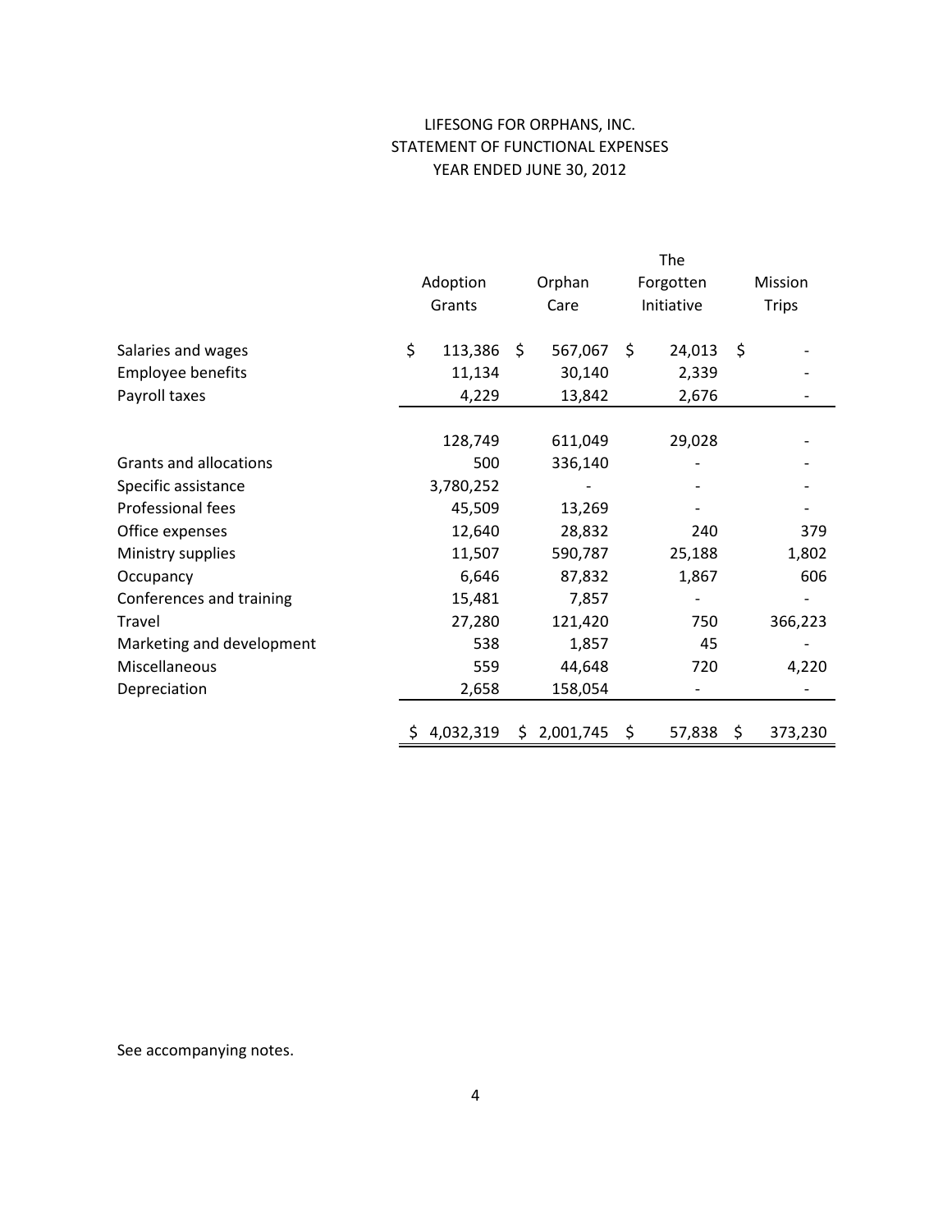LIFESONG FOR ORPHANS, INC.
STATEMENT OF FUNCTIONAL EXPENSES
YEAR ENDED JUNE 30, 2012

| | Adoption Grants | Orphan Care | The Forgotten Initiative | Mission Trips |
|---|---|---|---|---|
| Salaries and wages | $ 113,386 | $ 567,067 | $ 24,013 | $ - |
| Employee benefits | 11,134 | 30,140 | 2,339 | - |
| Payroll taxes | 4,229 | 13,842 | 2,676 | - |
| | 128,749 | 611,049 | 29,028 | - |
| Grants and allocations | 500 | 336,140 | - | - |
| Specific assistance | 3,780,252 | - | - | - |
| Professional fees | 45,509 | 13,269 | - | - |
| Office expenses | 12,640 | 28,832 | 240 | 379 |
| Ministry supplies | 11,507 | 590,787 | 25,188 | 1,802 |
| Occupancy | 6,646 | 87,832 | 1,867 | 606 |
| Conferences and training | 15,481 | 7,857 | - | - |
| Travel | 27,280 | 121,420 | 750 | 366,223 |
| Marketing and development | 538 | 1,857 | 45 | - |
| Miscellaneous | 559 | 44,648 | 720 | 4,220 |
| Depreciation | 2,658 | 158,054 | - | - |
| | $ 4,032,319 | $ 2,001,745 | $ 57,838 | $ 373,230 |

See accompanying notes.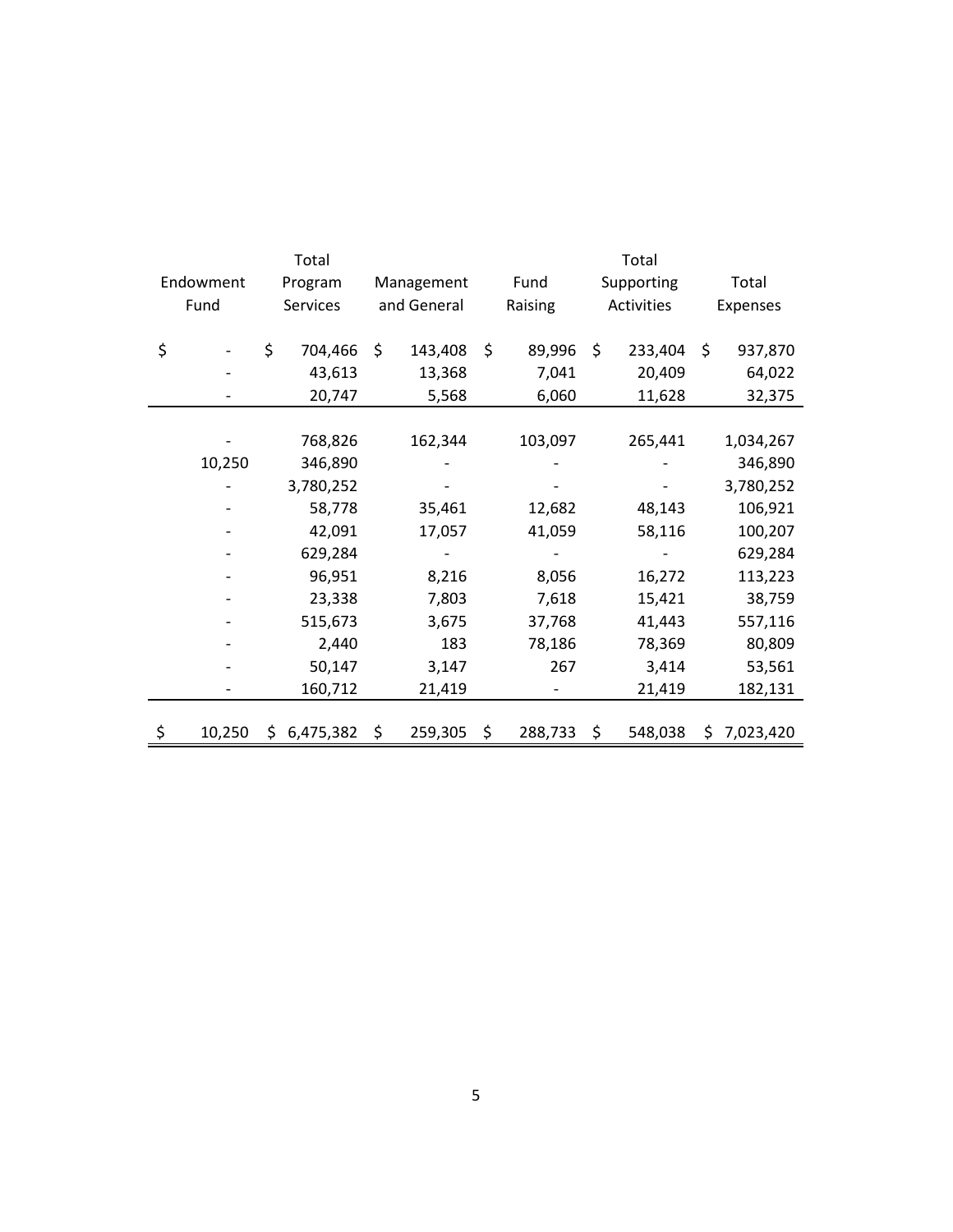| Endowment Fund | Total Program Services | Management and General | Fund Raising | Total Supporting Activities | Total Expenses |
|---|---|---|---|---|---|
| $ - | $ 704,466 | $ 143,408 | $ 89,996 | $ 233,404 | $ 937,870 |
| - | 43,613 | 13,368 | 7,041 | 20,409 | 64,022 |
| - | 20,747 | 5,568 | 6,060 | 11,628 | 32,375 |
| - | 768,826 | 162,344 | 103,097 | 265,441 | 1,034,267 |
| 10,250 | 346,890 | - | - | - | 346,890 |
| - | 3,780,252 | - | - | - | 3,780,252 |
| - | 58,778 | 35,461 | 12,682 | 48,143 | 106,921 |
| - | 42,091 | 17,057 | 41,059 | 58,116 | 100,207 |
| - | 629,284 | - | - | - | 629,284 |
| - | 96,951 | 8,216 | 8,056 | 16,272 | 113,223 |
| - | 23,338 | 7,803 | 7,618 | 15,421 | 38,759 |
| - | 515,673 | 3,675 | 37,768 | 41,443 | 557,116 |
| - | 2,440 | 183 | 78,186 | 78,369 | 80,809 |
| - | 50,147 | 3,147 | 267 | 3,414 | 53,561 |
| - | 160,712 | 21,419 | - | 21,419 | 182,131 |
| $ 10,250 | $ 6,475,382 | $ 259,305 | $ 288,733 | $ 548,038 | $ 7,023,420 |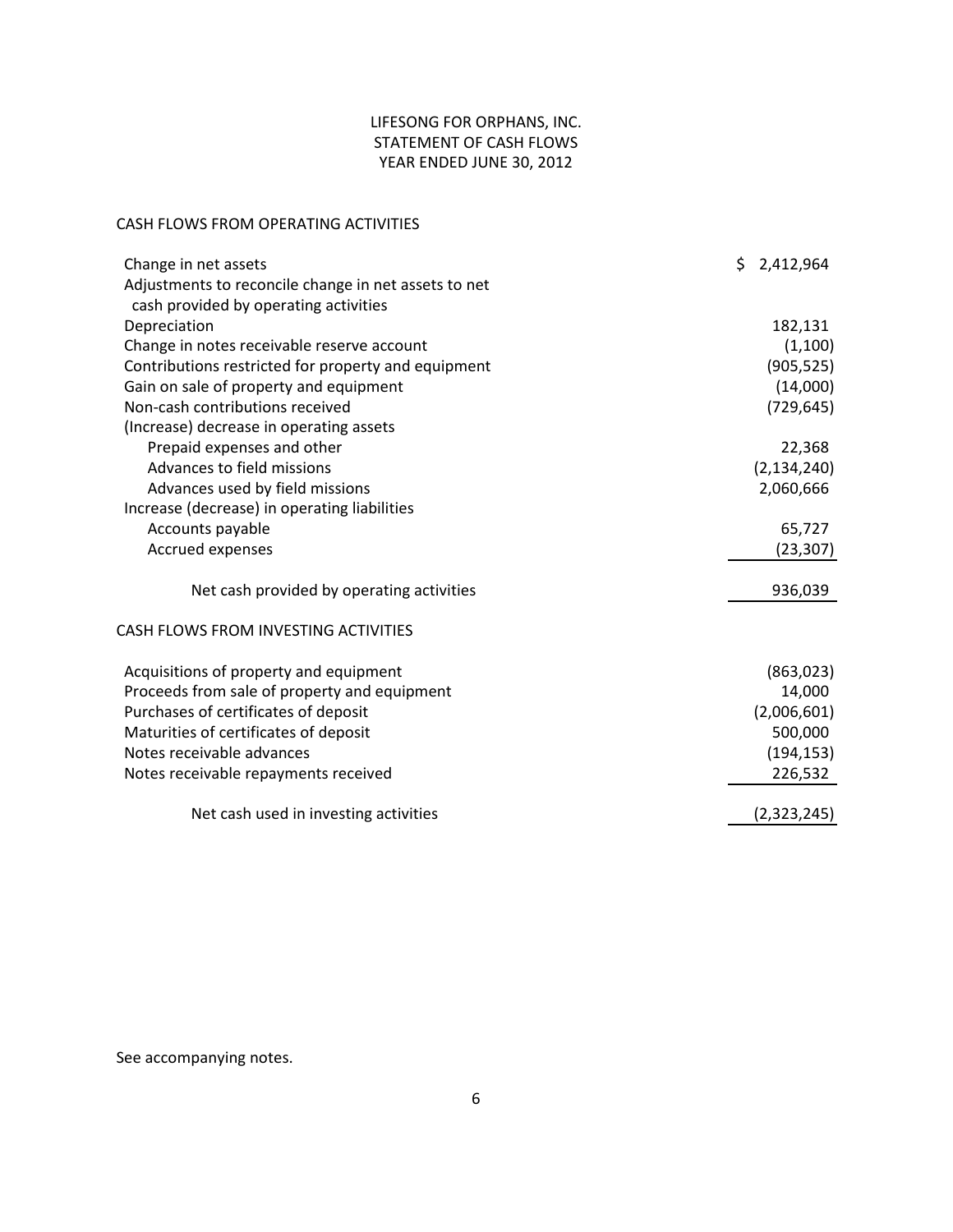# LIFESONG FOR ORPHANS, INC.
## STATEMENT OF CASH FLOWS
### YEAR ENDED JUNE 30, 2012

| | |
|---|---|
| **CASH FLOWS FROM OPERATING ACTIVITIES** | |
| Change in net assets | $ 2,412,964 |
| Adjustments to reconcile change in net assets to net cash provided by operating activities | |
| Depreciation | 182,131 |
| Change in notes receivable reserve account | (1,100) |
| Contributions restricted for property and equipment | (905,525) |
| Gain on sale of property and equipment | (14,000) |
| Non-cash contributions received | (729,645) |
| (Increase) decrease in operating assets | |
| Prepaid expenses and other | 22,368 |
| Advances to field missions | (2,134,240) |
| Advances used by field missions | 2,060,666 |
| Increase (decrease) in operating liabilities | |
| Accounts payable | 65,727 |
| Accrued expenses | (23,307) |
| Net cash provided by operating activities | 936,039 |
| **CASH FLOWS FROM INVESTING ACTIVITIES** | |
| Acquisitions of property and equipment | (863,023) |
| Proceeds from sale of property and equipment | 14,000 |
| Purchases of certificates of deposit | (2,006,601) |
| Maturities of certificates of deposit | 500,000 |
| Notes receivable advances | (194,153) |
| Notes receivable repayments received | 226,532 |
| Net cash used in investing activities | (2,323,245) |

See accompanying notes.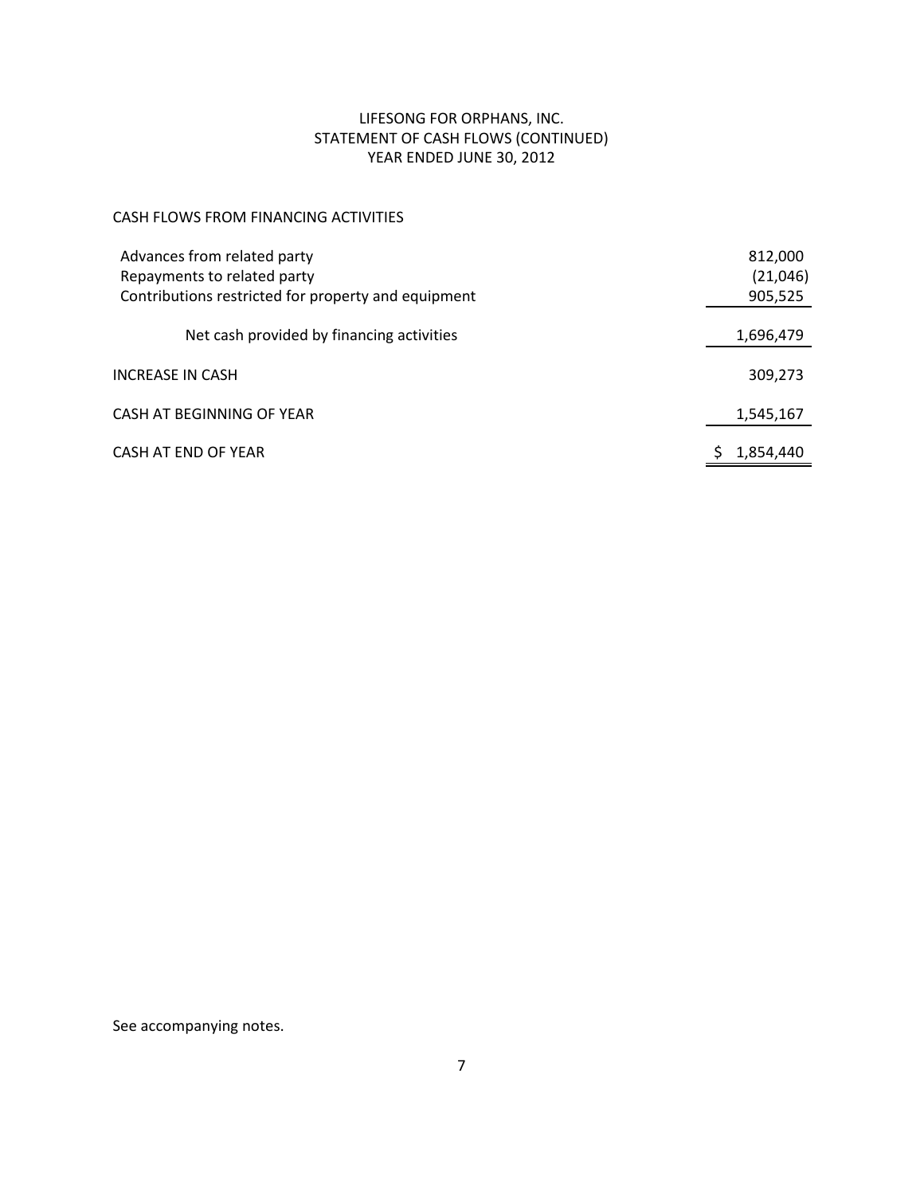# LIFESONG FOR ORPHANS, INC.
## STATEMENT OF CASH FLOWS (CONTINUED)
## YEAR ENDED JUNE 30, 2012

| | |
|---|---|
| **CASH FLOWS FROM FINANCING ACTIVITIES** | |
| Advances from related party | 812,000 |
| Repayments to related party | (21,046) |
| Contributions restricted for property and equipment | 905,525 |
| Net cash provided by financing activities | 1,696,479 |
| INCREASE IN CASH | 309,273 |
| CASH AT BEGINNING OF YEAR | 1,545,167 |
| CASH AT END OF YEAR | $ 1,854,440 |

See accompanying notes.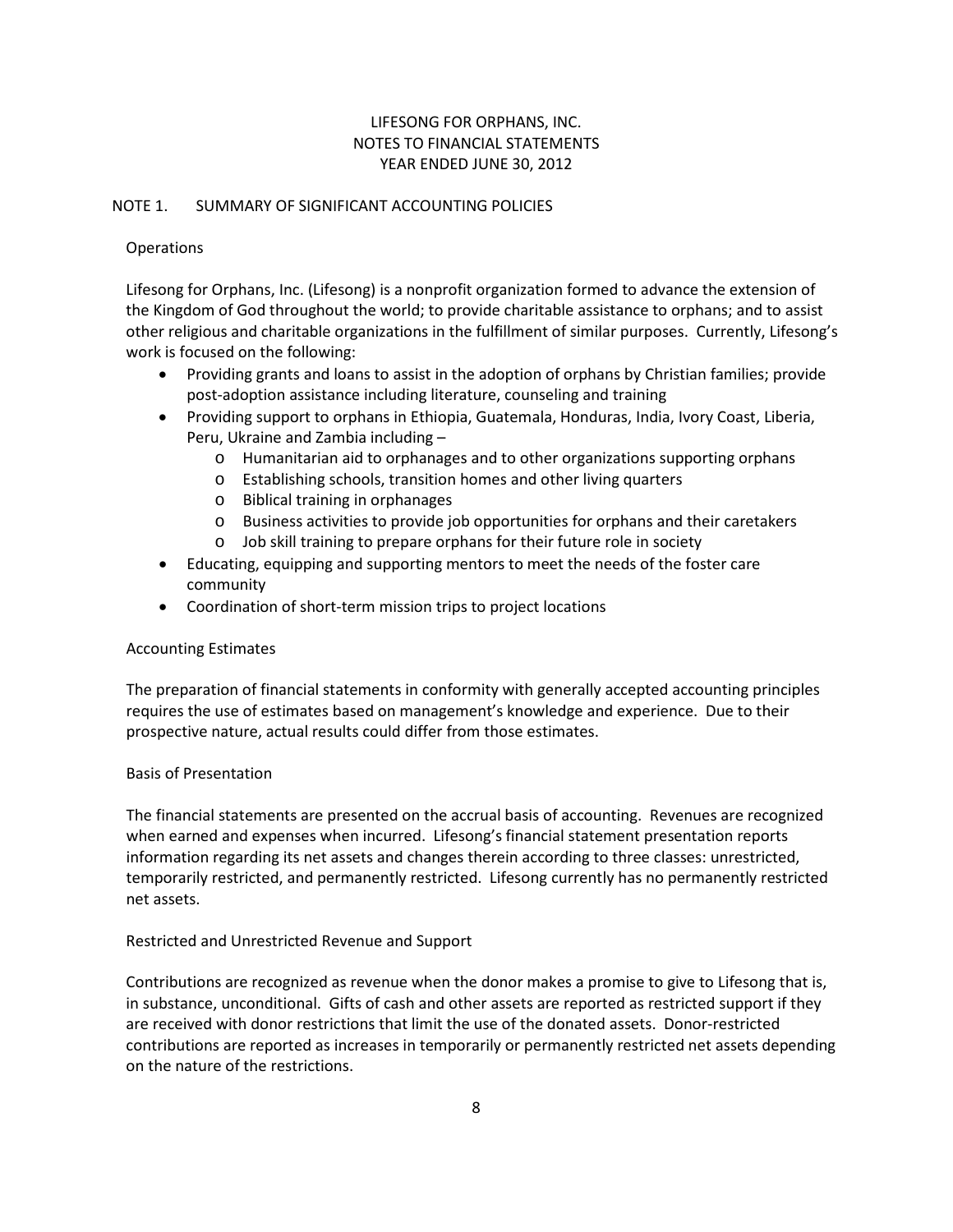# LIFESONG FOR ORPHANS, INC.
## NOTES TO FINANCIAL STATEMENTS
### YEAR ENDED JUNE 30, 2012

## NOTE 1. SUMMARY OF SIGNIFICANT ACCOUNTING POLICIES

### Operations

Lifesong for Orphans, Inc. (Lifesong) is a nonprofit organization formed to advance the extension of the Kingdom of God throughout the world; to provide charitable assistance to orphans; and to assist other religious and charitable organizations in the fulfillment of similar purposes. Currently, Lifesong's work is focused on the following:

- Providing grants and loans to assist in the adoption of orphans by Christian families; provide post-adoption assistance including literature, counseling and training
- Providing support to orphans in Ethiopia, Guatemala, Honduras, India, Ivory Coast, Liberia, Peru, Ukraine and Zambia including –
  - Humanitarian aid to orphanages and to other organizations supporting orphans
  - Establishing schools, transition homes and other living quarters
  - Biblical training in orphanages
  - Business activities to provide job opportunities for orphans and their caretakers
  - Job skill training to prepare orphans for their future role in society
- Educating, equipping and supporting mentors to meet the needs of the foster care community
- Coordination of short-term mission trips to project locations

### Accounting Estimates

The preparation of financial statements in conformity with generally accepted accounting principles requires the use of estimates based on management's knowledge and experience. Due to their prospective nature, actual results could differ from those estimates.

### Basis of Presentation

The financial statements are presented on the accrual basis of accounting. Revenues are recognized when earned and expenses when incurred. Lifesong's financial statement presentation reports information regarding its net assets and changes therein according to three classes: unrestricted, temporarily restricted, and permanently restricted. Lifesong currently has no permanently restricted net assets.

### Restricted and Unrestricted Revenue and Support

Contributions are recognized as revenue when the donor makes a promise to give to Lifesong that is, in substance, unconditional. Gifts of cash and other assets are reported as restricted support if they are received with donor restrictions that limit the use of the donated assets. Donor-restricted contributions are reported as increases in temporarily or permanently restricted net assets depending on the nature of the restrictions.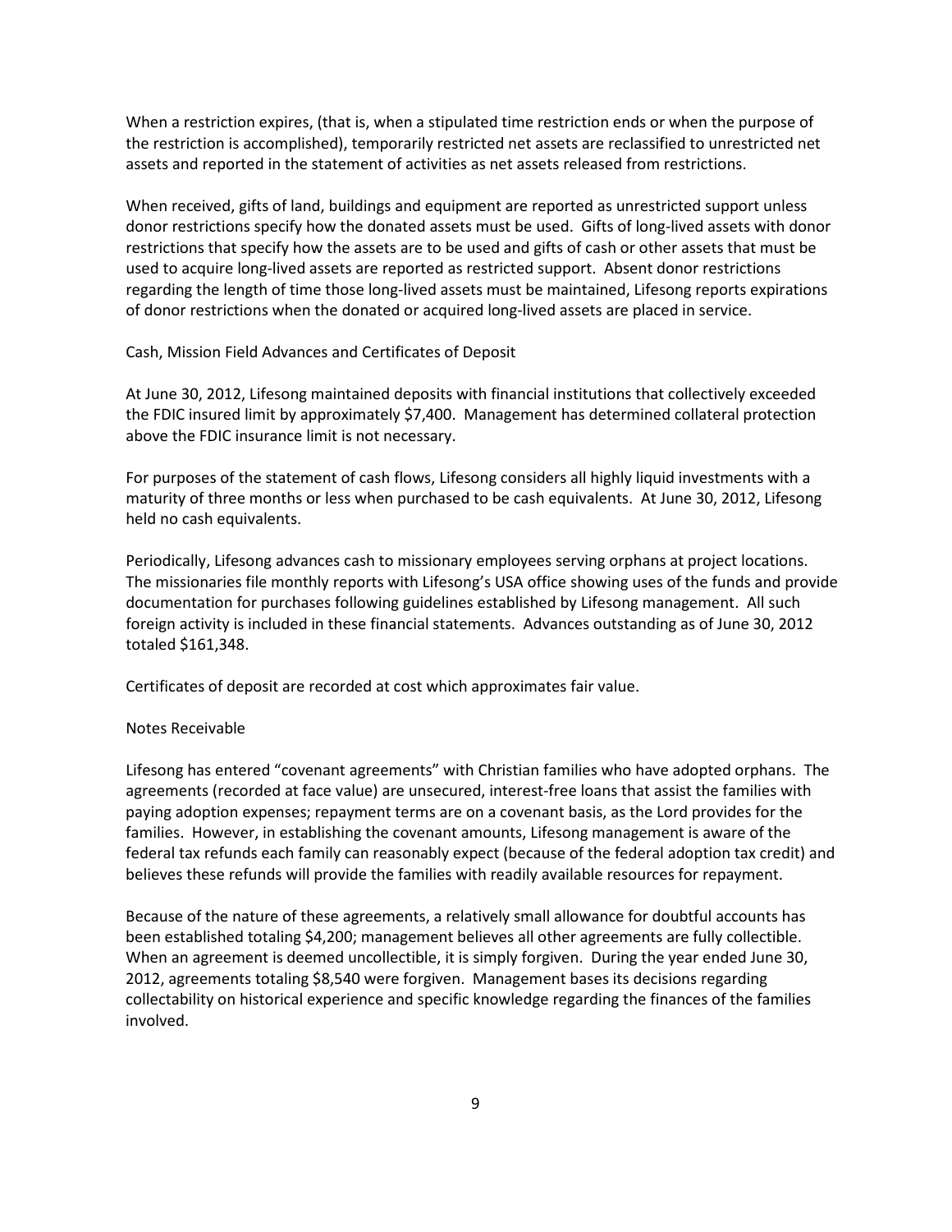When a restriction expires, (that is, when a stipulated time restriction ends or when the purpose of the restriction is accomplished), temporarily restricted net assets are reclassified to unrestricted net assets and reported in the statement of activities as net assets released from restrictions.

When received, gifts of land, buildings and equipment are reported as unrestricted support unless donor restrictions specify how the donated assets must be used. Gifts of long-lived assets with donor restrictions that specify how the assets are to be used and gifts of cash or other assets that must be used to acquire long-lived assets are reported as restricted support. Absent donor restrictions regarding the length of time those long-lived assets must be maintained, Lifesong reports expirations of donor restrictions when the donated or acquired long-lived assets are placed in service.

Cash, Mission Field Advances and Certificates of Deposit

At June 30, 2012, Lifesong maintained deposits with financial institutions that collectively exceeded the FDIC insured limit by approximately $7,400. Management has determined collateral protection above the FDIC insurance limit is not necessary.

For purposes of the statement of cash flows, Lifesong considers all highly liquid investments with a maturity of three months or less when purchased to be cash equivalents. At June 30, 2012, Lifesong held no cash equivalents.

Periodically, Lifesong advances cash to missionary employees serving orphans at project locations. The missionaries file monthly reports with Lifesong's USA office showing uses of the funds and provide documentation for purchases following guidelines established by Lifesong management. All such foreign activity is included in these financial statements. Advances outstanding as of June 30, 2012 totaled $161,348.

Certificates of deposit are recorded at cost which approximates fair value.

Notes Receivable

Lifesong has entered "covenant agreements" with Christian families who have adopted orphans. The agreements (recorded at face value) are unsecured, interest-free loans that assist the families with paying adoption expenses; repayment terms are on a covenant basis, as the Lord provides for the families. However, in establishing the covenant amounts, Lifesong management is aware of the federal tax refunds each family can reasonably expect (because of the federal adoption tax credit) and believes these refunds will provide the families with readily available resources for repayment.

Because of the nature of these agreements, a relatively small allowance for doubtful accounts has been established totaling $4,200; management believes all other agreements are fully collectible. When an agreement is deemed uncollectible, it is simply forgiven. During the year ended June 30, 2012, agreements totaling $8,540 were forgiven. Management bases its decisions regarding collectability on historical experience and specific knowledge regarding the finances of the families involved.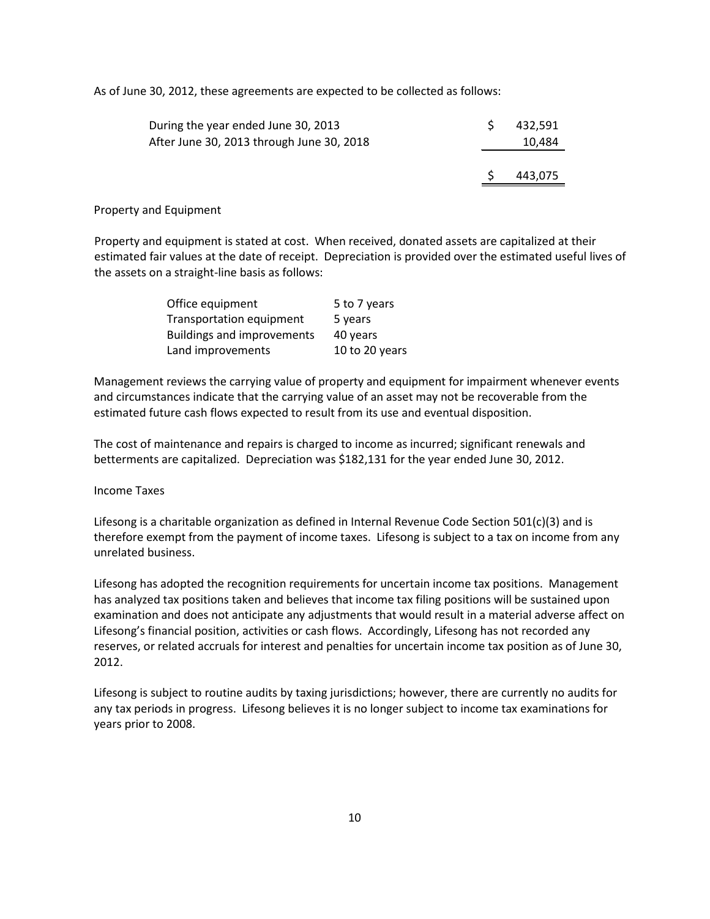As of June 30, 2012, these agreements are expected to be collected as follows:

| | |
|---|---|
| During the year ended June 30, 2013 | $ 432,591 |
| After June 30, 2013 through June 30, 2018 | 10,484 |
| | $ 443,075 |

Property and Equipment

Property and equipment is stated at cost. When received, donated assets are capitalized at their estimated fair values at the date of receipt. Depreciation is provided over the estimated useful lives of the assets on a straight-line basis as follows:

| | |
|---|---|
| Office equipment | 5 to 7 years |
| Transportation equipment | 5 years |
| Buildings and improvements | 40 years |
| Land improvements | 10 to 20 years |

Management reviews the carrying value of property and equipment for impairment whenever events and circumstances indicate that the carrying value of an asset may not be recoverable from the estimated future cash flows expected to result from its use and eventual disposition.

The cost of maintenance and repairs is charged to income as incurred; significant renewals and betterments are capitalized. Depreciation was $182,131 for the year ended June 30, 2012.

Income Taxes

Lifesong is a charitable organization as defined in Internal Revenue Code Section 501(c)(3) and is therefore exempt from the payment of income taxes. Lifesong is subject to a tax on income from any unrelated business.

Lifesong has adopted the recognition requirements for uncertain income tax positions. Management has analyzed tax positions taken and believes that income tax filing positions will be sustained upon examination and does not anticipate any adjustments that would result in a material adverse affect on Lifesong's financial position, activities or cash flows. Accordingly, Lifesong has not recorded any reserves, or related accruals for interest and penalties for uncertain income tax position as of June 30, 2012.

Lifesong is subject to routine audits by taxing jurisdictions; however, there are currently no audits for any tax periods in progress. Lifesong believes it is no longer subject to income tax examinations for years prior to 2008.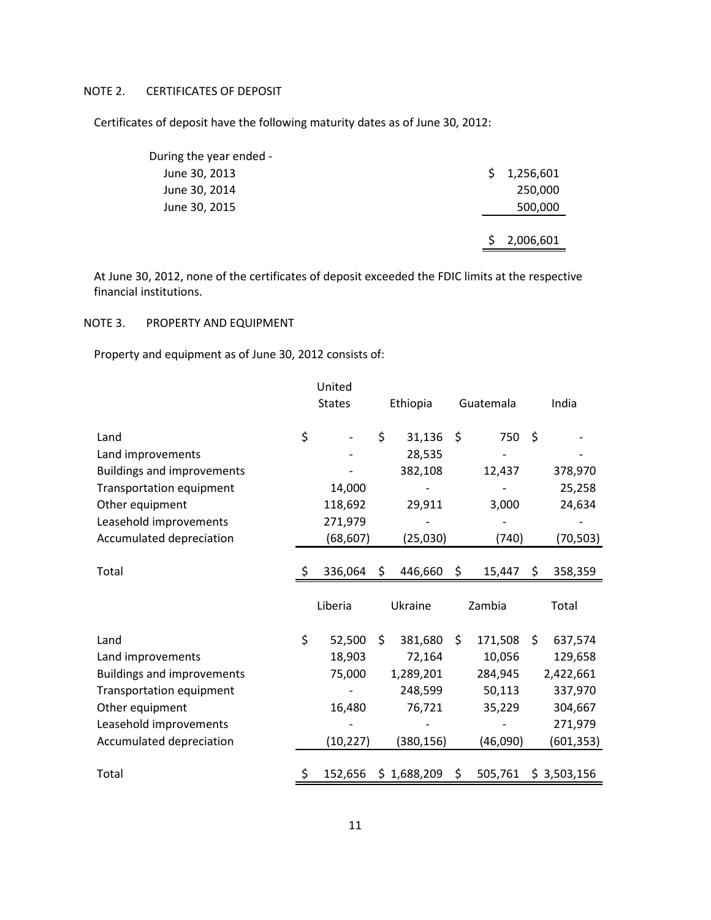NOTE 2. CERTIFICATES OF DEPOSIT

Certificates of deposit have the following maturity dates as of June 30, 2012:

| | |
|---|---|
| During the year ended - | |
| June 30, 2013 | $ 1,256,601 |
| June 30, 2014 | 250,000 |
| June 30, 2015 | 500,000 |
| | $ 2,006,601 |

At June 30, 2012, none of the certificates of deposit exceeded the FDIC limits at the respective financial institutions.

NOTE 3. PROPERTY AND EQUIPMENT

Property and equipment as of June 30, 2012 consists of:

| | United States | Ethiopia | Guatemala | India |
|---|---|---|---|---|
| Land | $ - | $ 31,136 | $ 750 | $ - |
| Land improvements | - | 28,535 | - | - |
| Buildings and improvements | - | 382,108 | 12,437 | 378,970 |
| Transportation equipment | 14,000 | - | - | 25,258 |
| Other equipment | 118,692 | 29,911 | 3,000 | 24,634 |
| Leasehold improvements | 271,979 | - | - | - |
| Accumulated depreciation | (68,607) | (25,030) | (740) | (70,503) |
| Total | $ 336,064 | $ 446,660 | $ 15,447 | $ 358,359 |

| | Liberia | Ukraine | Zambia | Total |
|---|---|---|---|---|
| Land | $ 52,500 | $ 381,680 | $ 171,508 | $ 637,574 |
| Land improvements | 18,903 | 72,164 | 10,056 | 129,658 |
| Buildings and improvements | 75,000 | 1,289,201 | 284,945 | 2,422,661 |
| Transportation equipment | - | 248,599 | 50,113 | 337,970 |
| Other equipment | 16,480 | 76,721 | 35,229 | 304,667 |
| Leasehold improvements | - | - | - | 271,979 |
| Accumulated depreciation | (10,227) | (380,156) | (46,090) | (601,353) |
| Total | $ 152,656 | $ 1,688,209 | $ 505,761 | $ 3,503,156 |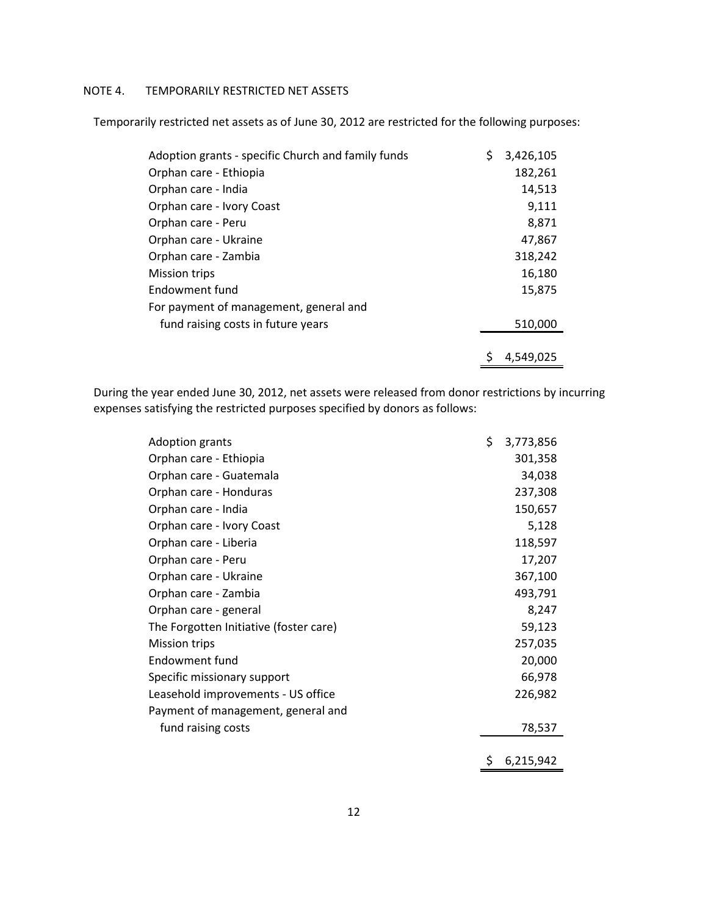NOTE 4. TEMPORARILY RESTRICTED NET ASSETS

Temporarily restricted net assets as of June 30, 2012 are restricted for the following purposes:

| | |
|---|---|
| Adoption grants - specific Church and family funds | $ 3,426,105 |
| Orphan care - Ethiopia | 182,261 |
| Orphan care - India | 14,513 |
| Orphan care - Ivory Coast | 9,111 |
| Orphan care - Peru | 8,871 |
| Orphan care - Ukraine | 47,867 |
| Orphan care - Zambia | 318,242 |
| Mission trips | 16,180 |
| Endowment fund | 15,875 |
| For payment of management, general and fund raising costs in future years | 510,000 |
| | $ 4,549,025 |

During the year ended June 30, 2012, net assets were released from donor restrictions by incurring expenses satisfying the restricted purposes specified by donors as follows:

| | |
|---|---|
| Adoption grants | $ 3,773,856 |
| Orphan care - Ethiopia | 301,358 |
| Orphan care - Guatemala | 34,038 |
| Orphan care - Honduras | 237,308 |
| Orphan care - India | 150,657 |
| Orphan care - Ivory Coast | 5,128 |
| Orphan care - Liberia | 118,597 |
| Orphan care - Peru | 17,207 |
| Orphan care - Ukraine | 367,100 |
| Orphan care - Zambia | 493,791 |
| Orphan care - general | 8,247 |
| The Forgotten Initiative (foster care) | 59,123 |
| Mission trips | 257,035 |
| Endowment fund | 20,000 |
| Specific missionary support | 66,978 |
| Leasehold improvements - US office | 226,982 |
| Payment of management, general and fund raising costs | 78,537 |
| | $ 6,215,942 |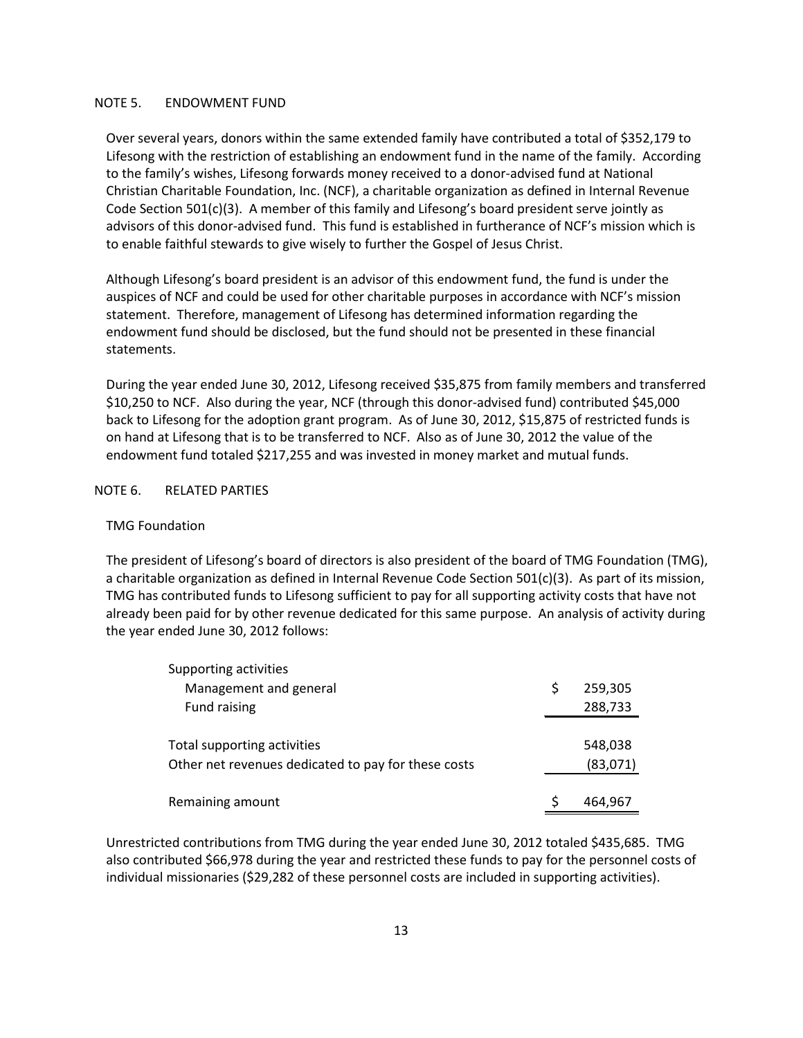## NOTE 5. ENDOWMENT FUND

Over several years, donors within the same extended family have contributed a total of $352,179 to Lifesong with the restriction of establishing an endowment fund in the name of the family. According to the family's wishes, Lifesong forwards money received to a donor-advised fund at National Christian Charitable Foundation, Inc. (NCF), a charitable organization as defined in Internal Revenue Code Section 501(c)(3). A member of this family and Lifesong's board president serve jointly as advisors of this donor-advised fund. This fund is established in furtherance of NCF's mission which is to enable faithful stewards to give wisely to further the Gospel of Jesus Christ.

Although Lifesong's board president is an advisor of this endowment fund, the fund is under the auspices of NCF and could be used for other charitable purposes in accordance with NCF's mission statement. Therefore, management of Lifesong has determined information regarding the endowment fund should be disclosed, but the fund should not be presented in these financial statements.

During the year ended June 30, 2012, Lifesong received $35,875 from family members and transferred $10,250 to NCF. Also during the year, NCF (through this donor-advised fund) contributed $45,000 back to Lifesong for the adoption grant program. As of June 30, 2012, $15,875 of restricted funds is on hand at Lifesong that is to be transferred to NCF. Also as of June 30, 2012 the value of the endowment fund totaled $217,255 and was invested in money market and mutual funds.

## NOTE 6. RELATED PARTIES

TMG Foundation

The president of Lifesong's board of directors is also president of the board of TMG Foundation (TMG), a charitable organization as defined in Internal Revenue Code Section 501(c)(3). As part of its mission, TMG has contributed funds to Lifesong sufficient to pay for all supporting activity costs that have not already been paid for by other revenue dedicated for this same purpose. An analysis of activity during the year ended June 30, 2012 follows:

| | |
|---|---|
| Supporting activities | |
| Management and general | $ 259,305 |
| Fund raising | 288,733 |
| Total supporting activities | 548,038 |
| Other net revenues dedicated to pay for these costs | (83,071) |
| Remaining amount | $ 464,967 |

Unrestricted contributions from TMG during the year ended June 30, 2012 totaled $435,685. TMG also contributed $66,978 during the year and restricted these funds to pay for the personnel costs of individual missionaries ($29,282 of these personnel costs are included in supporting activities).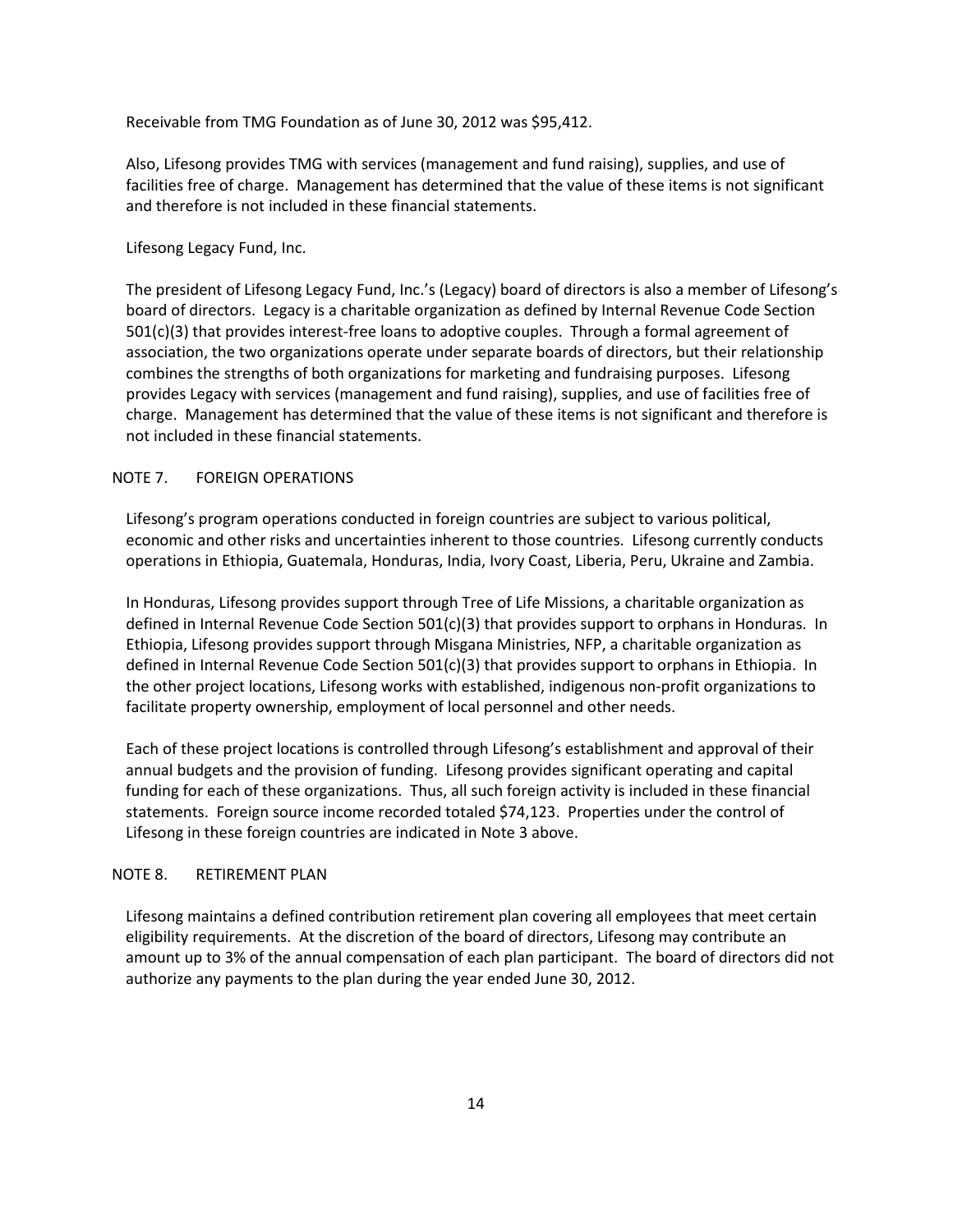Receivable from TMG Foundation as of June 30, 2012 was $95,412.

Also, Lifesong provides TMG with services (management and fund raising), supplies, and use of facilities free of charge. Management has determined that the value of these items is not significant and therefore is not included in these financial statements.

Lifesong Legacy Fund, Inc.

The president of Lifesong Legacy Fund, Inc.'s (Legacy) board of directors is also a member of Lifesong's board of directors. Legacy is a charitable organization as defined by Internal Revenue Code Section 501(c)(3) that provides interest-free loans to adoptive couples. Through a formal agreement of association, the two organizations operate under separate boards of directors, but their relationship combines the strengths of both organizations for marketing and fundraising purposes. Lifesong provides Legacy with services (management and fund raising), supplies, and use of facilities free of charge. Management has determined that the value of these items is not significant and therefore is not included in these financial statements.

## NOTE 7. FOREIGN OPERATIONS

Lifesong's program operations conducted in foreign countries are subject to various political, economic and other risks and uncertainties inherent to those countries. Lifesong currently conducts operations in Ethiopia, Guatemala, Honduras, India, Ivory Coast, Liberia, Peru, Ukraine and Zambia.

In Honduras, Lifesong provides support through Tree of Life Missions, a charitable organization as defined in Internal Revenue Code Section 501(c)(3) that provides support to orphans in Honduras. In Ethiopia, Lifesong provides support through Misgana Ministries, NFP, a charitable organization as defined in Internal Revenue Code Section 501(c)(3) that provides support to orphans in Ethiopia. In the other project locations, Lifesong works with established, indigenous non-profit organizations to facilitate property ownership, employment of local personnel and other needs.

Each of these project locations is controlled through Lifesong's establishment and approval of their annual budgets and the provision of funding. Lifesong provides significant operating and capital funding for each of these organizations. Thus, all such foreign activity is included in these financial statements. Foreign source income recorded totaled $74,123. Properties under the control of Lifesong in these foreign countries are indicated in Note 3 above.

## NOTE 8. RETIREMENT PLAN

Lifesong maintains a defined contribution retirement plan covering all employees that meet certain eligibility requirements. At the discretion of the board of directors, Lifesong may contribute an amount up to 3% of the annual compensation of each plan participant. The board of directors did not authorize any payments to the plan during the year ended June 30, 2012.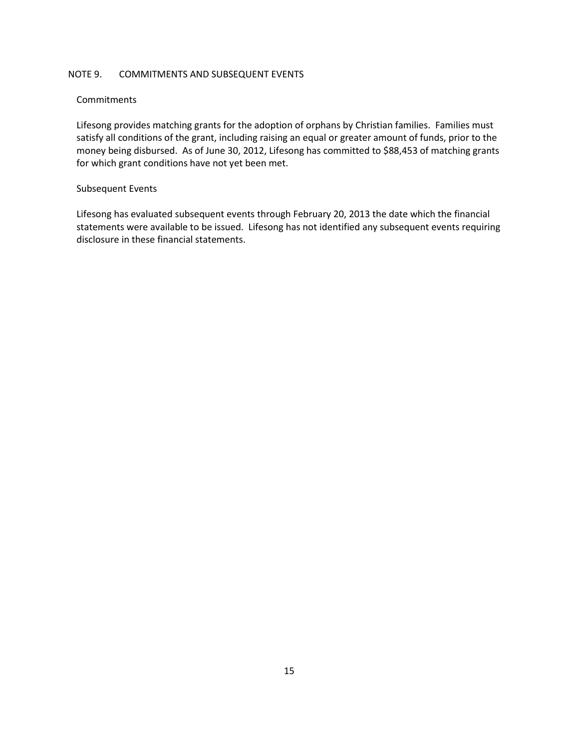## NOTE 9. COMMITMENTS AND SUBSEQUENT EVENTS

### Commitments

Lifesong provides matching grants for the adoption of orphans by Christian families. Families must satisfy all conditions of the grant, including raising an equal or greater amount of funds, prior to the money being disbursed. As of June 30, 2012, Lifesong has committed to $88,453 of matching grants for which grant conditions have not yet been met.

### Subsequent Events

Lifesong has evaluated subsequent events through February 20, 2013 the date which the financial statements were available to be issued. Lifesong has not identified any subsequent events requiring disclosure in these financial statements.